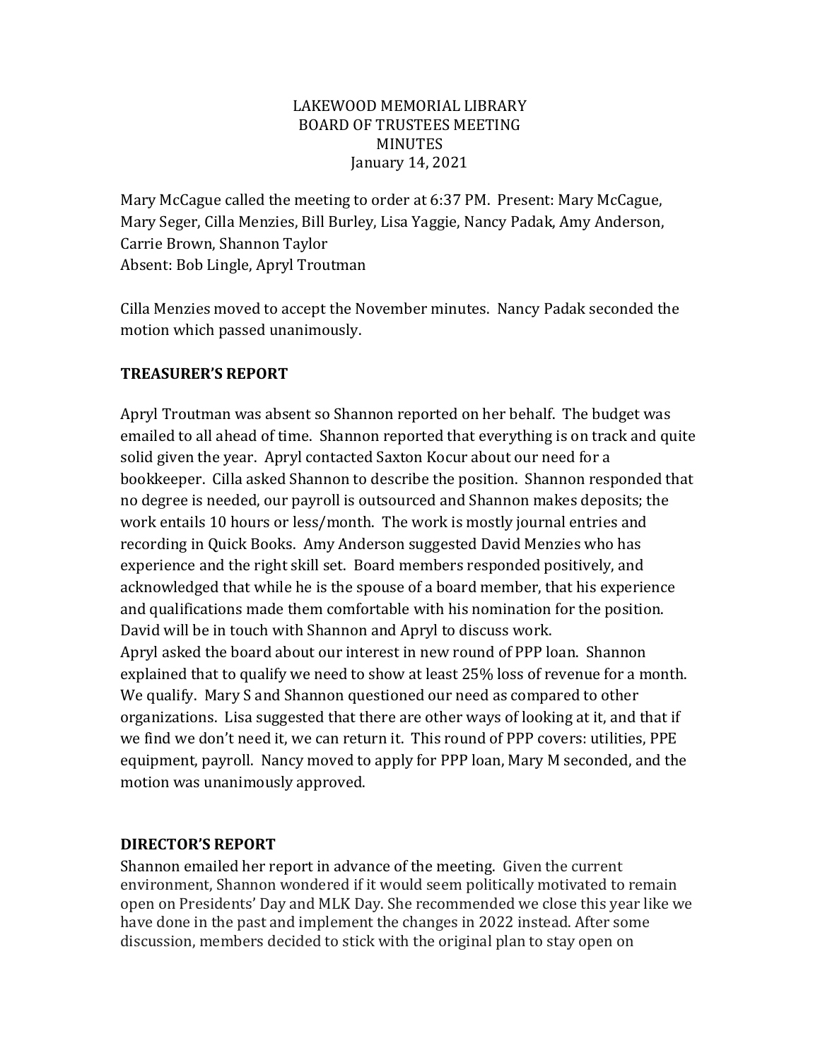LAKEWOOD MEMORIAL LIBRARY
BOARD OF TRUSTEES MEETING
MINUTES
January 14, 2021

Mary McCague called the meeting to order at 6:37 PM. Present: Mary McCague, Mary Seger, Cilla Menzies, Bill Burley, Lisa Yaggie, Nancy Padak, Amy Anderson, Carrie Brown, Shannon Taylor
Absent: Bob Lingle, Apryl Troutman

Cilla Menzies moved to accept the November minutes. Nancy Padak seconded the motion which passed unanimously.

## TREASURER'S REPORT

Apryl Troutman was absent so Shannon reported on her behalf. The budget was emailed to all ahead of time. Shannon reported that everything is on track and quite solid given the year. Apryl contacted Saxton Kocur about our need for a bookkeeper. Cilla asked Shannon to describe the position. Shannon responded that no degree is needed, our payroll is outsourced and Shannon makes deposits; the work entails 10 hours or less/month. The work is mostly journal entries and recording in Quick Books. Amy Anderson suggested David Menzies who has experience and the right skill set. Board members responded positively, and acknowledged that while he is the spouse of a board member, that his experience and qualifications made them comfortable with his nomination for the position. David will be in touch with Shannon and Apryl to discuss work.
Apryl asked the board about our interest in new round of PPP loan. Shannon explained that to qualify we need to show at least 25% loss of revenue for a month. We qualify. Mary S and Shannon questioned our need as compared to other organizations. Lisa suggested that there are other ways of looking at it, and that if we find we don't need it, we can return it. This round of PPP covers: utilities, PPE equipment, payroll. Nancy moved to apply for PPP loan, Mary M seconded, and the motion was unanimously approved.

## DIRECTOR'S REPORT

Shannon emailed her report in advance of the meeting. Given the current environment, Shannon wondered if it would seem politically motivated to remain open on Presidents' Day and MLK Day. She recommended we close this year like we have done in the past and implement the changes in 2022 instead. After some discussion, members decided to stick with the original plan to stay open on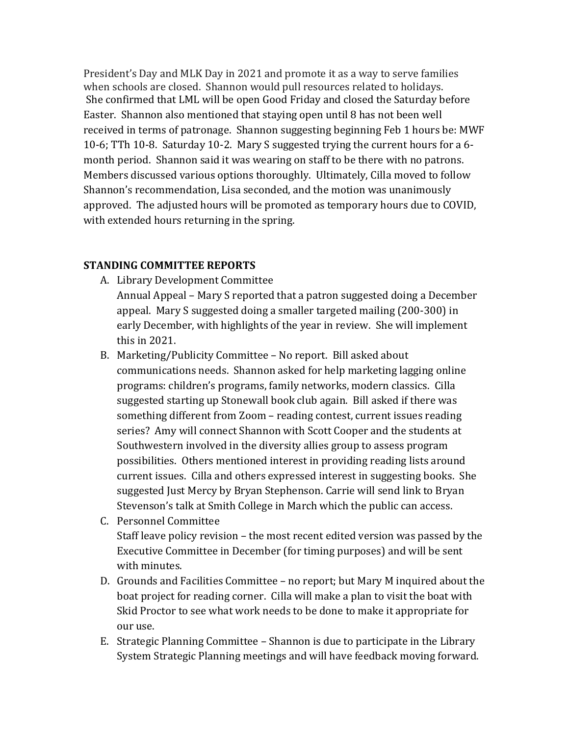President's Day and MLK Day in 2021 and promote it as a way to serve families when schools are closed. Shannon would pull resources related to holidays. She confirmed that LML will be open Good Friday and closed the Saturday before Easter. Shannon also mentioned that staying open until 8 has not been well received in terms of patronage. Shannon suggesting beginning Feb 1 hours be: MWF 10-6; TTh 10-8. Saturday 10-2. Mary S suggested trying the current hours for a 6-month period. Shannon said it was wearing on staff to be there with no patrons. Members discussed various options thoroughly. Ultimately, Cilla moved to follow Shannon's recommendation, Lisa seconded, and the motion was unanimously approved. The adjusted hours will be promoted as temporary hours due to COVID, with extended hours returning in the spring.

**STANDING COMMITTEE REPORTS**

A. Library Development Committee
   Annual Appeal – Mary S reported that a patron suggested doing a December appeal. Mary S suggested doing a smaller targeted mailing (200-300) in early December, with highlights of the year in review. She will implement this in 2021.
B. Marketing/Publicity Committee – No report. Bill asked about communications needs. Shannon asked for help marketing lagging online programs: children's programs, family networks, modern classics. Cilla suggested starting up Stonewall book club again. Bill asked if there was something different from Zoom – reading contest, current issues reading series? Amy will connect Shannon with Scott Cooper and the students at Southwestern involved in the diversity allies group to assess program possibilities. Others mentioned interest in providing reading lists around current issues. Cilla and others expressed interest in suggesting books. She suggested Just Mercy by Bryan Stephenson. Carrie will send link to Bryan Stevenson's talk at Smith College in March which the public can access.
C. Personnel Committee
   Staff leave policy revision – the most recent edited version was passed by the Executive Committee in December (for timing purposes) and will be sent with minutes.
D. Grounds and Facilities Committee – no report; but Mary M inquired about the boat project for reading corner. Cilla will make a plan to visit the boat with Skid Proctor to see what work needs to be done to make it appropriate for our use.
E. Strategic Planning Committee – Shannon is due to participate in the Library System Strategic Planning meetings and will have feedback moving forward.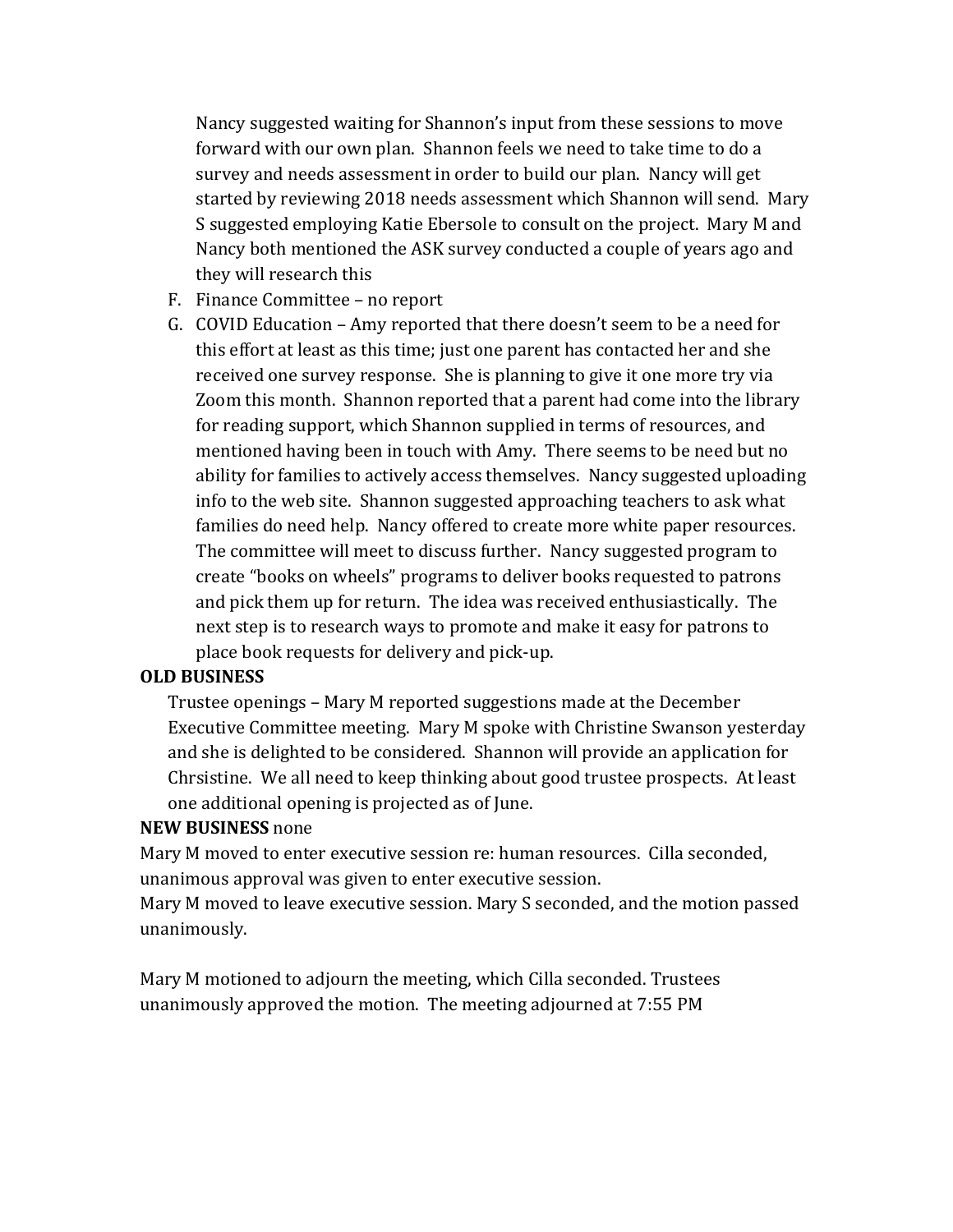Nancy suggested waiting for Shannon's input from these sessions to move forward with our own plan. Shannon feels we need to take time to do a survey and needs assessment in order to build our plan. Nancy will get started by reviewing 2018 needs assessment which Shannon will send. Mary S suggested employing Katie Ebersole to consult on the project. Mary M and Nancy both mentioned the ASK survey conducted a couple of years ago and they will research this

F. Finance Committee – no report
G. COVID Education – Amy reported that there doesn't seem to be a need for this effort at least as this time; just one parent has contacted her and she received one survey response. She is planning to give it one more try via Zoom this month. Shannon reported that a parent had come into the library for reading support, which Shannon supplied in terms of resources, and mentioned having been in touch with Amy. There seems to be need but no ability for families to actively access themselves. Nancy suggested uploading info to the web site. Shannon suggested approaching teachers to ask what families do need help. Nancy offered to create more white paper resources. The committee will meet to discuss further. Nancy suggested program to create "books on wheels" programs to deliver books requested to patrons and pick them up for return. The idea was received enthusiastically. The next step is to research ways to promote and make it easy for patrons to place book requests for delivery and pick-up.

**OLD BUSINESS**

Trustee openings – Mary M reported suggestions made at the December Executive Committee meeting. Mary M spoke with Christine Swanson yesterday and she is delighted to be considered. Shannon will provide an application for Chrsistine. We all need to keep thinking about good trustee prospects. At least one additional opening is projected as of June.

**NEW BUSINESS** none

Mary M moved to enter executive session re: human resources. Cilla seconded, unanimous approval was given to enter executive session.
Mary M moved to leave executive session. Mary S seconded, and the motion passed unanimously.

Mary M motioned to adjourn the meeting, which Cilla seconded. Trustees unanimously approved the motion. The meeting adjourned at 7:55 PM